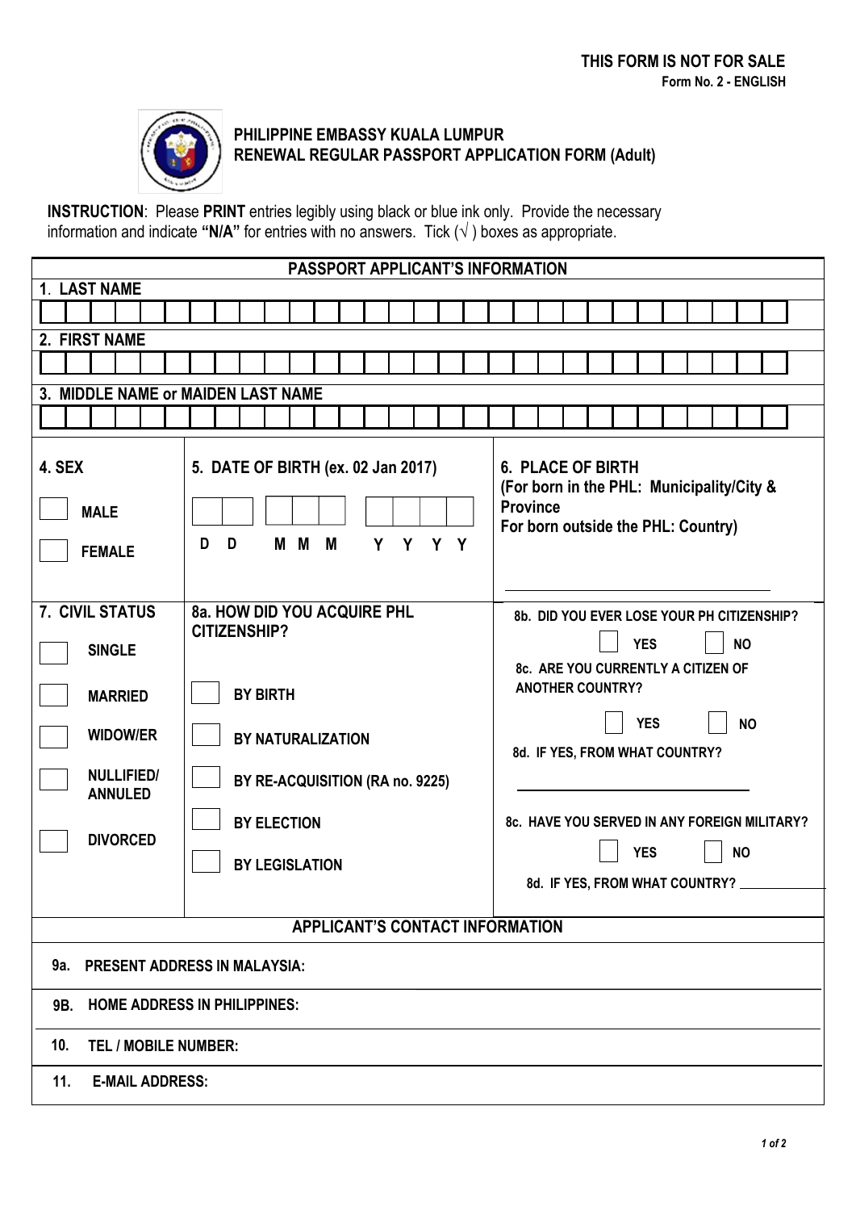**THIS FORM IS NOT FOR SALE**
**Form No. 2 - ENGLISH**

## PHILIPPINE EMBASSY KUALA LUMPUR
## RENEWAL REGULAR PASSPORT APPLICATION FORM (Adult)

**INSTRUCTION**: Please **PRINT** entries legibly using black or blue ink only. Provide the necessary information and indicate **"N/A"** for entries with no answers. Tick (√) boxes as appropriate.

### PASSPORT APPLICANT'S INFORMATION

**1. LAST NAME**

**2. FIRST NAME**

**3. MIDDLE NAME or MAIDEN LAST NAME**

| 4. SEX | 5. DATE OF BIRTH (ex. 02 Jan 2017) | 6. PLACE OF BIRTH (For born in the PHL: Municipality/City & Province For born outside the PHL: Country) |
|---|---|---|
| ☐ MALE<br>☐ FEMALE | D D &nbsp; M M M &nbsp; Y Y Y Y | |

| 7. CIVIL STATUS | 8a. HOW DID YOU ACQUIRE PHL CITIZENSHIP? | 8b. DID YOU EVER LOSE YOUR PH CITIZENSHIP? |
|---|---|---|
| ☐ SINGLE<br>☐ MARRIED<br>☐ WIDOW/ER<br>☐ NULLIFIED/ ANNULED<br>☐ DIVORCED | ☐ BY BIRTH<br>☐ BY NATURALIZATION<br>☐ BY RE-ACQUISITION (RA no. 9225)<br>☐ BY ELECTION<br>☐ BY LEGISLATION | ☐ YES ☐ NO<br>8c. ARE YOU CURRENTLY A CITIZEN OF ANOTHER COUNTRY?<br>☐ YES ☐ NO<br>8d. IF YES, FROM WHAT COUNTRY? ____________<br>8c. HAVE YOU SERVED IN ANY FOREIGN MILITARY?<br>☐ YES ☐ NO<br>8d. IF YES, FROM WHAT COUNTRY? ____________ |

### APPLICANT'S CONTACT INFORMATION

**9a. PRESENT ADDRESS IN MALAYSIA:**

**9B. HOME ADDRESS IN PHILIPPINES:**

**10. TEL / MOBILE NUMBER:**

**11. E-MAIL ADDRESS:**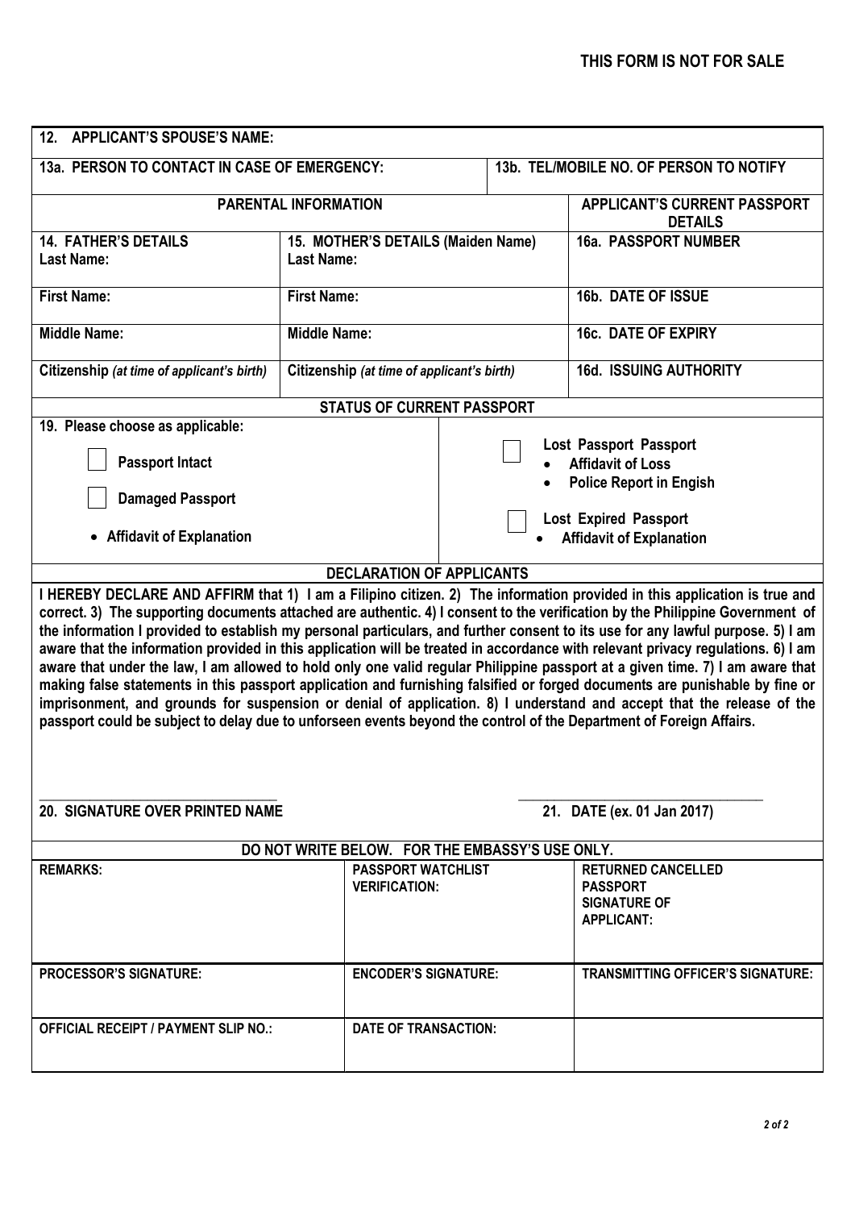**THIS FORM IS NOT FOR SALE**

| | | | |
|---|---|---|---|
| **12. APPLICANT'S SPOUSE'S NAME:** | | | |
| **13a. PERSON TO CONTACT IN CASE OF EMERGENCY:** | | **13b. TEL/MOBILE NO. OF PERSON TO NOTIFY** | |
| **PARENTAL INFORMATION** | | | **APPLICANT'S CURRENT PASSPORT DETAILS** |
| **14. FATHER'S DETAILS**<br>**Last Name:** | **15. MOTHER'S DETAILS (Maiden Name)**<br>**Last Name:** | | **16a. PASSPORT NUMBER** |
| **First Name:** | **First Name:** | | **16b. DATE OF ISSUE** |
| **Middle Name:** | **Middle Name:** | | **16c. DATE OF EXPIRY** |
| **Citizenship** *(at time of applicant's birth)* | **Citizenship** *(at time of applicant's birth)* | | **16d. ISSUING AUTHORITY** |

**STATUS OF CURRENT PASSPORT**

**19. Please choose as applicable:**

- ☐ **Passport Intact**
- ☐ **Damaged Passport**
  - **Affidavit of Explanation**
- ☐ **Lost Passport Passport**
  - **Affidavit of Loss**
  - **Police Report in Engish**
- ☐ **Lost Expired Passport**
  - **Affidavit of Explanation**

**DECLARATION OF APPLICANTS**

**I HEREBY DECLARE AND AFFIRM that 1) I am a Filipino citizen. 2) The information provided in this application is true and correct. 3) The supporting documents attached are authentic. 4) I consent to the verification by the Philippine Government of the information I provided to establish my personal particulars, and further consent to its use for any lawful purpose. 5) I am aware that the information provided in this application will be treated in accordance with relevant privacy regulations. 6) I am aware that under the law, I am allowed to hold only one valid regular Philippine passport at a given time. 7) I am aware that making false statements in this passport application and furnishing falsified or forged documents are punishable by fine or imprisonment, and grounds for suspension or denial of application. 8) I understand and accept that the release of the passport could be subject to delay due to unforseen events beyond the control of the Department of Foreign Affairs.**

\_\_\_\_\_\_\_\_\_\_\_\_\_\_\_\_\_\_\_\_\_\_\_\_\_\_\_\_\_\_\_\_\_\_
**20. SIGNATURE OVER PRINTED NAME**

\_\_\_\_\_\_\_\_\_\_\_\_\_\_\_\_\_\_\_\_\_\_\_\_\_\_\_\_\_\_\_\_\_\_
**21. DATE (ex. 01 Jan 2017)**

**DO NOT WRITE BELOW. FOR THE EMBASSY'S USE ONLY.**

| | | |
|---|---|---|
| **REMARKS:** | **PASSPORT WATCHLIST VERIFICATION:** | **RETURNED CANCELLED PASSPORT SIGNATURE OF APPLICANT:** |
| **PROCESSOR'S SIGNATURE:** | **ENCODER'S SIGNATURE:** | **TRANSMITTING OFFICER'S SIGNATURE:** |
| **OFFICIAL RECEIPT / PAYMENT SLIP NO.:** | **DATE OF TRANSACTION:** | |